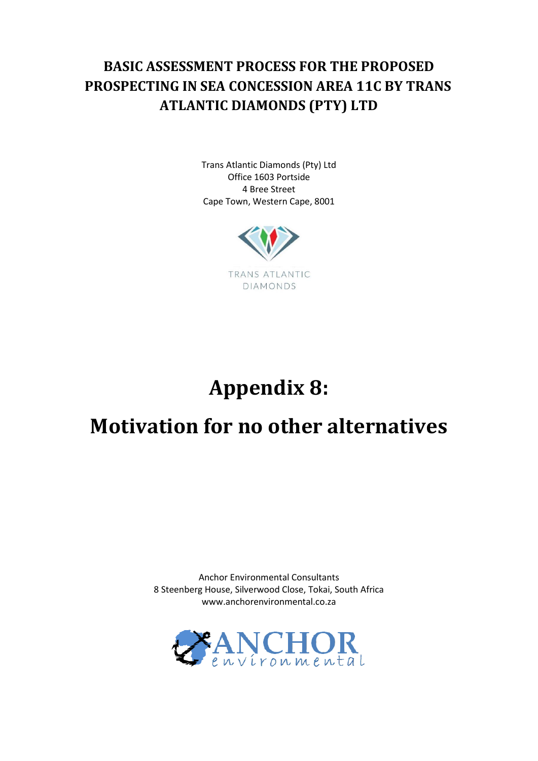# BASIC ASSESSMENT PROCESS FOR THE PROPOSED PROSPECTING IN SEA CONCESSION AREA 11C BY TRANS ATLANTIC DIAMONDS (PTY) LTD

Trans Atlantic Diamonds (Pty) Ltd
Office 1603 Portside
4 Bree Street
Cape Town, Western Cape, 8001

TRANS ATLANTIC DIAMONDS

# Appendix 8:

# Motivation for no other alternatives

Anchor Environmental Consultants
8 Steenberg House, Silverwood Close, Tokai, South Africa
www.anchorenvironmental.co.za

ANCHOR environmental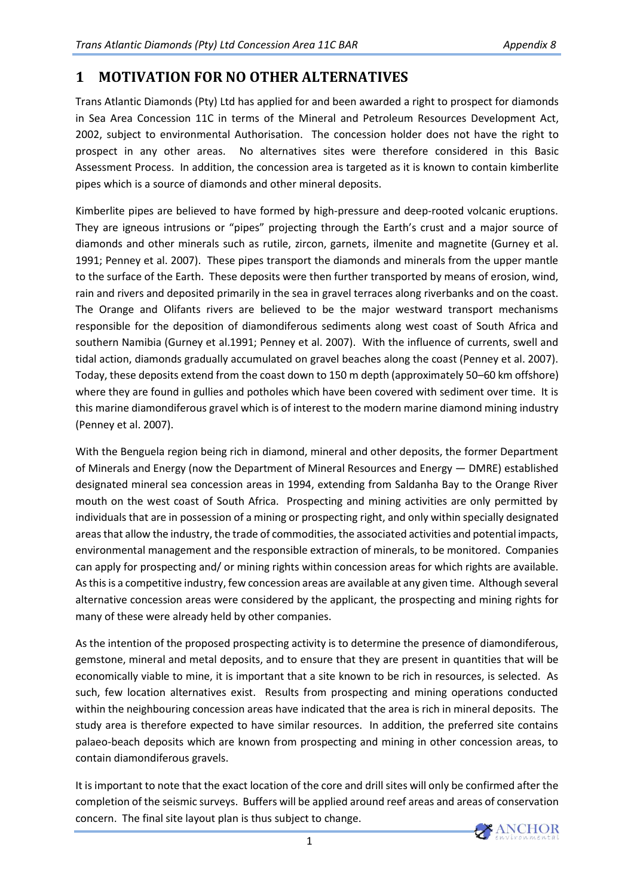# 1 MOTIVATION FOR NO OTHER ALTERNATIVES

Trans Atlantic Diamonds (Pty) Ltd has applied for and been awarded a right to prospect for diamonds in Sea Area Concession 11C in terms of the Mineral and Petroleum Resources Development Act, 2002, subject to environmental Authorisation. The concession holder does not have the right to prospect in any other areas. No alternatives sites were therefore considered in this Basic Assessment Process. In addition, the concession area is targeted as it is known to contain kimberlite pipes which is a source of diamonds and other mineral deposits.

Kimberlite pipes are believed to have formed by high-pressure and deep-rooted volcanic eruptions. They are igneous intrusions or "pipes" projecting through the Earth's crust and a major source of diamonds and other minerals such as rutile, zircon, garnets, ilmenite and magnetite (Gurney et al. 1991; Penney et al. 2007). These pipes transport the diamonds and minerals from the upper mantle to the surface of the Earth. These deposits were then further transported by means of erosion, wind, rain and rivers and deposited primarily in the sea in gravel terraces along riverbanks and on the coast. The Orange and Olifants rivers are believed to be the major westward transport mechanisms responsible for the deposition of diamondiferous sediments along west coast of South Africa and southern Namibia (Gurney et al.1991; Penney et al. 2007). With the influence of currents, swell and tidal action, diamonds gradually accumulated on gravel beaches along the coast (Penney et al. 2007). Today, these deposits extend from the coast down to 150 m depth (approximately 50–60 km offshore) where they are found in gullies and potholes which have been covered with sediment over time. It is this marine diamondiferous gravel which is of interest to the modern marine diamond mining industry (Penney et al. 2007).

With the Benguela region being rich in diamond, mineral and other deposits, the former Department of Minerals and Energy (now the Department of Mineral Resources and Energy — DMRE) established designated mineral sea concession areas in 1994, extending from Saldanha Bay to the Orange River mouth on the west coast of South Africa. Prospecting and mining activities are only permitted by individuals that are in possession of a mining or prospecting right, and only within specially designated areas that allow the industry, the trade of commodities, the associated activities and potential impacts, environmental management and the responsible extraction of minerals, to be monitored. Companies can apply for prospecting and/ or mining rights within concession areas for which rights are available. As this is a competitive industry, few concession areas are available at any given time. Although several alternative concession areas were considered by the applicant, the prospecting and mining rights for many of these were already held by other companies.

As the intention of the proposed prospecting activity is to determine the presence of diamondiferous, gemstone, mineral and metal deposits, and to ensure that they are present in quantities that will be economically viable to mine, it is important that a site known to be rich in resources, is selected. As such, few location alternatives exist. Results from prospecting and mining operations conducted within the neighbouring concession areas have indicated that the area is rich in mineral deposits. The study area is therefore expected to have similar resources. In addition, the preferred site contains palaeo-beach deposits which are known from prospecting and mining in other concession areas, to contain diamondiferous gravels.

It is important to note that the exact location of the core and drill sites will only be confirmed after the completion of the seismic surveys. Buffers will be applied around reef areas and areas of conservation concern. The final site layout plan is thus subject to change.